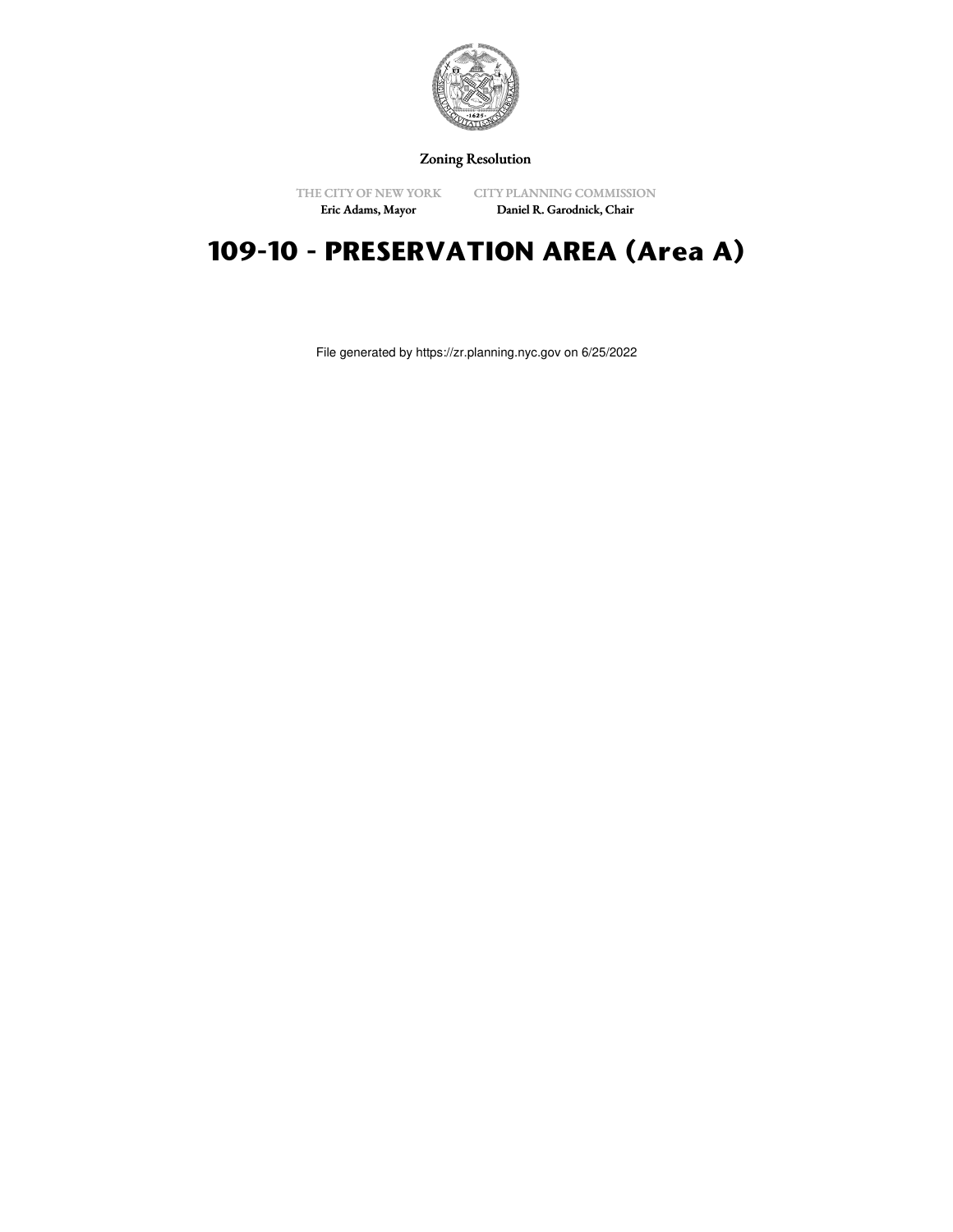Zoning Resolution

THE CITY OF NEW YORK
Eric Adams, Mayor

CITY PLANNING COMMISSION
Daniel R. Garodnick, Chair

# 109-10 - PRESERVATION AREA (Area A)

File generated by https://zr.planning.nyc.gov on 6/25/2022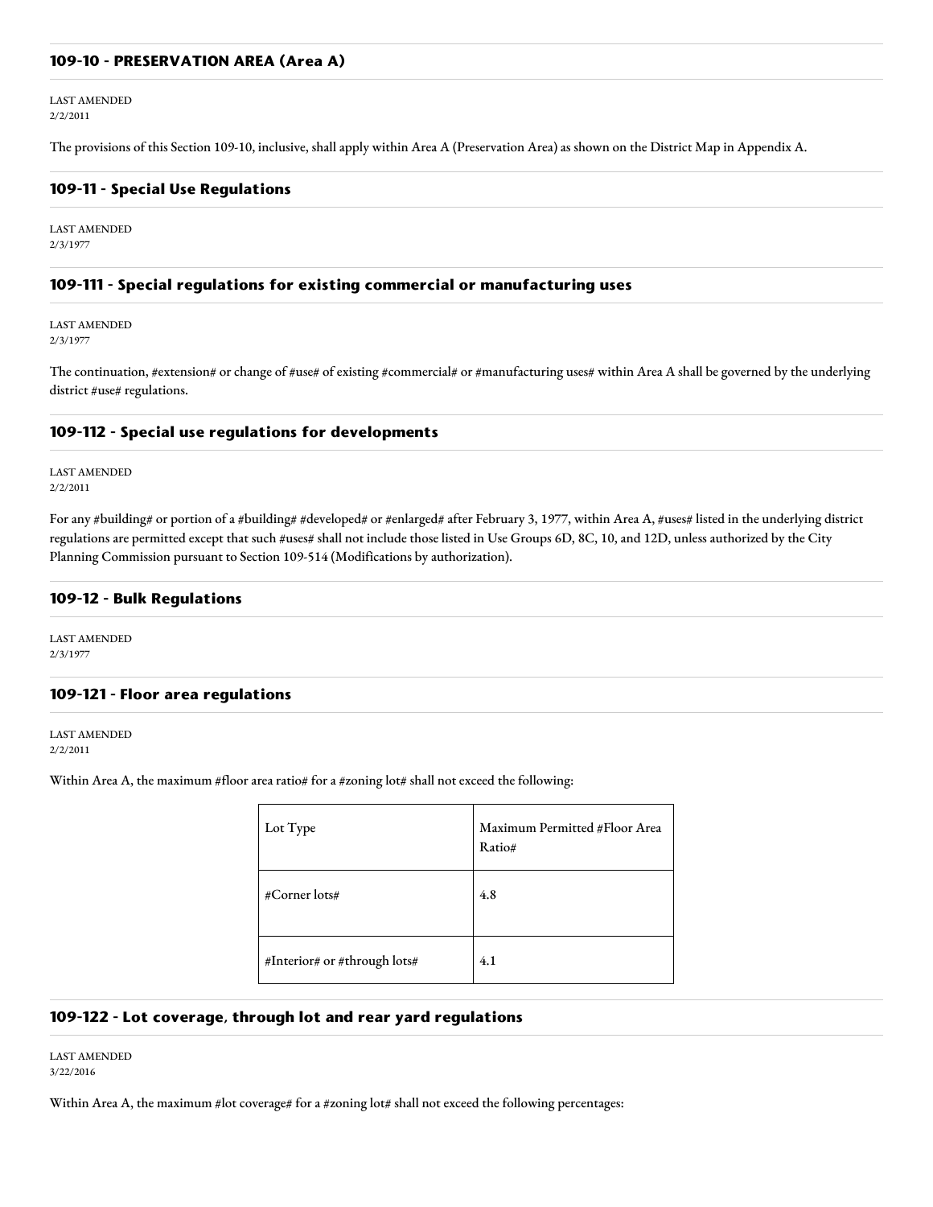## 109-10 - PRESERVATION AREA (Area A)

LAST AMENDED
2/2/2011

The provisions of this Section 109-10, inclusive, shall apply within Area A (Preservation Area) as shown on the District Map in Appendix A.

## 109-11 - Special Use Regulations

LAST AMENDED
2/3/1977

### 109-111 - Special regulations for existing commercial or manufacturing uses

LAST AMENDED
2/3/1977

The continuation, #extension# or change of #use# of existing #commercial# or #manufacturing uses# within Area A shall be governed by the underlying district #use# regulations.

### 109-112 - Special use regulations for developments

LAST AMENDED
2/2/2011

For any #building# or portion of a #building# #developed# or #enlarged# after February 3, 1977, within Area A, #uses# listed in the underlying district regulations are permitted except that such #uses# shall not include those listed in Use Groups 6D, 8C, 10, and 12D, unless authorized by the City Planning Commission pursuant to Section 109-514 (Modifications by authorization).

## 109-12 - Bulk Regulations

LAST AMENDED
2/3/1977

### 109-121 - Floor area regulations

LAST AMENDED
2/2/2011

Within Area A, the maximum #floor area ratio# for a #zoning lot# shall not exceed the following:

| Lot Type | Maximum Permitted #Floor Area Ratio# |
| --- | --- |
| #Corner lots# | 4.8 |
| #Interior# or #through lots# | 4.1 |

### 109-122 - Lot coverage, through lot and rear yard regulations

LAST AMENDED
3/22/2016

Within Area A, the maximum #lot coverage# for a #zoning lot# shall not exceed the following percentages: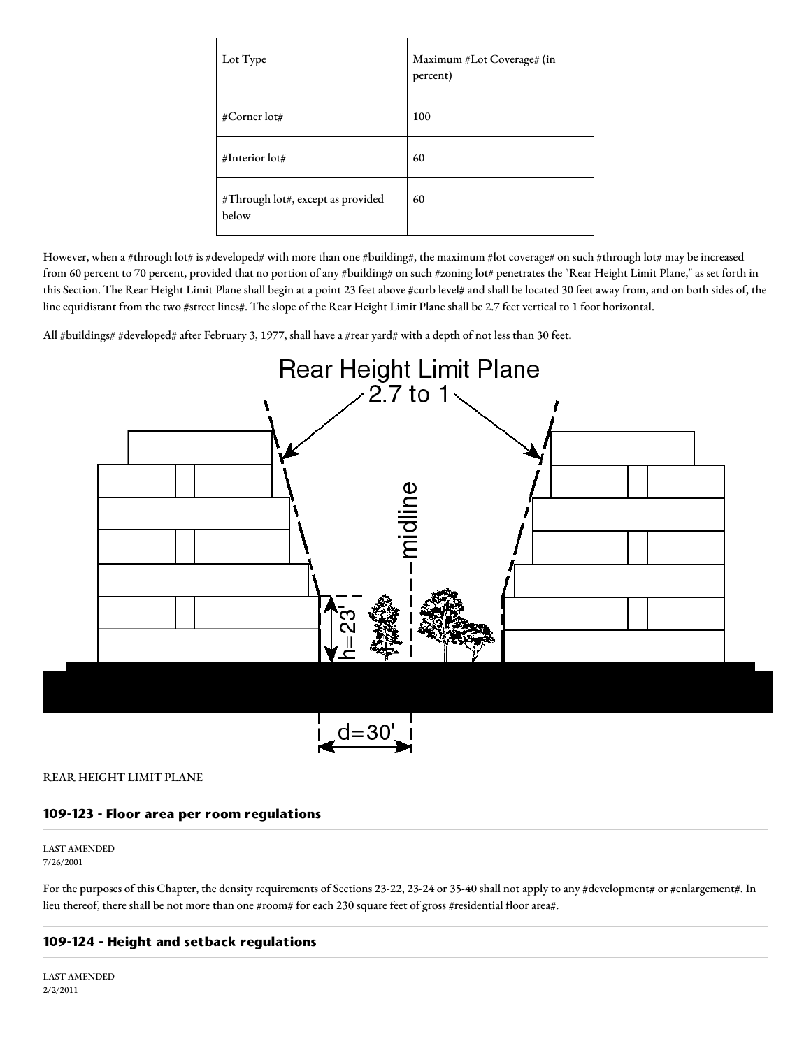| Lot Type | Maximum #Lot Coverage# (in percent) |
|---|---|
| #Corner lot# | 100 |
| #Interior lot# | 60 |
| #Through lot#, except as provided below | 60 |

However, when a #through lot# is #developed# with more than one #building#, the maximum #lot coverage# on such #through lot# may be increased from 60 percent to 70 percent, provided that no portion of any #building# on such #zoning lot# penetrates the "Rear Height Limit Plane," as set forth in this Section. The Rear Height Limit Plane shall begin at a point 23 feet above #curb level# and shall be located 30 feet away from, and on both sides of, the line equidistant from the two #street lines#. The slope of the Rear Height Limit Plane shall be 2.7 feet vertical to 1 foot horizontal.

All #buildings# #developed# after February 3, 1977, shall have a #rear yard# with a depth of not less than 30 feet.

REAR HEIGHT LIMIT PLANE

## 109-123 - Floor area per room regulations

LAST AMENDED
7/26/2001

For the purposes of this Chapter, the density requirements of Sections 23-22, 23-24 or 35-40 shall not apply to any #development# or #enlargement#. In lieu thereof, there shall be not more than one #room# for each 230 square feet of gross #residential floor area#.

## 109-124 - Height and setback regulations

LAST AMENDED
2/2/2011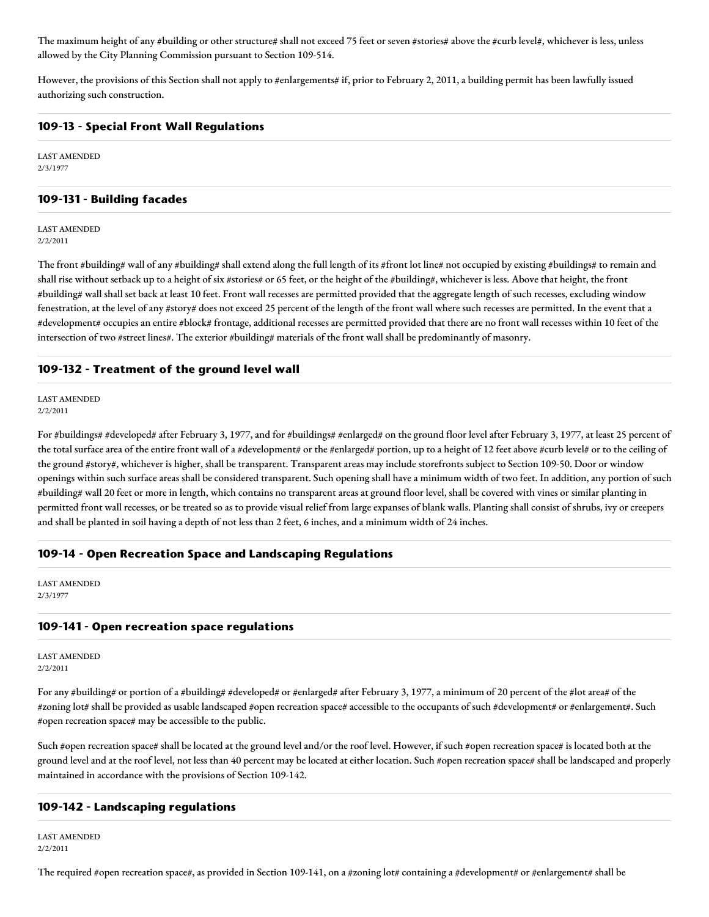The maximum height of any #building or other structure# shall not exceed 75 feet or seven #stories# above the #curb level#, whichever is less, unless allowed by the City Planning Commission pursuant to Section 109-514.

However, the provisions of this Section shall not apply to #enlargements# if, prior to February 2, 2011, a building permit has been lawfully issued authorizing such construction.

### 109-13 - Special Front Wall Regulations

LAST AMENDED
2/3/1977

### 109-131 - Building facades

LAST AMENDED
2/2/2011

The front #building# wall of any #building# shall extend along the full length of its #front lot line# not occupied by existing #buildings# to remain and shall rise without setback up to a height of six #stories# or 65 feet, or the height of the #building#, whichever is less. Above that height, the front #building# wall shall set back at least 10 feet. Front wall recesses are permitted provided that the aggregate length of such recesses, excluding window fenestration, at the level of any #story# does not exceed 25 percent of the length of the front wall where such recesses are permitted. In the event that a #development# occupies an entire #block# frontage, additional recesses are permitted provided that there are no front wall recesses within 10 feet of the intersection of two #street lines#. The exterior #building# materials of the front wall shall be predominantly of masonry.

### 109-132 - Treatment of the ground level wall

LAST AMENDED
2/2/2011

For #buildings# #developed# after February 3, 1977, and for #buildings# #enlarged# on the ground floor level after February 3, 1977, at least 25 percent of the total surface area of the entire front wall of a #development# or the #enlarged# portion, up to a height of 12 feet above #curb level# or to the ceiling of the ground #story#, whichever is higher, shall be transparent. Transparent areas may include storefronts subject to Section 109-50. Door or window openings within such surface areas shall be considered transparent. Such opening shall have a minimum width of two feet. In addition, any portion of such #building# wall 20 feet or more in length, which contains no transparent areas at ground floor level, shall be covered with vines or similar planting in permitted front wall recesses, or be treated so as to provide visual relief from large expanses of blank walls. Planting shall consist of shrubs, ivy or creepers and shall be planted in soil having a depth of not less than 2 feet, 6 inches, and a minimum width of 24 inches.

### 109-14 - Open Recreation Space and Landscaping Regulations

LAST AMENDED
2/3/1977

### 109-141 - Open recreation space regulations

LAST AMENDED
2/2/2011

For any #building# or portion of a #building# #developed# or #enlarged# after February 3, 1977, a minimum of 20 percent of the #lot area# of the #zoning lot# shall be provided as usable landscaped #open recreation space# accessible to the occupants of such #development# or #enlargement#. Such #open recreation space# may be accessible to the public.

Such #open recreation space# shall be located at the ground level and/or the roof level. However, if such #open recreation space# is located both at the ground level and at the roof level, not less than 40 percent may be located at either location. Such #open recreation space# shall be landscaped and properly maintained in accordance with the provisions of Section 109-142.

### 109-142 - Landscaping regulations

LAST AMENDED
2/2/2011

The required #open recreation space#, as provided in Section 109-141, on a #zoning lot# containing a #development# or #enlargement# shall be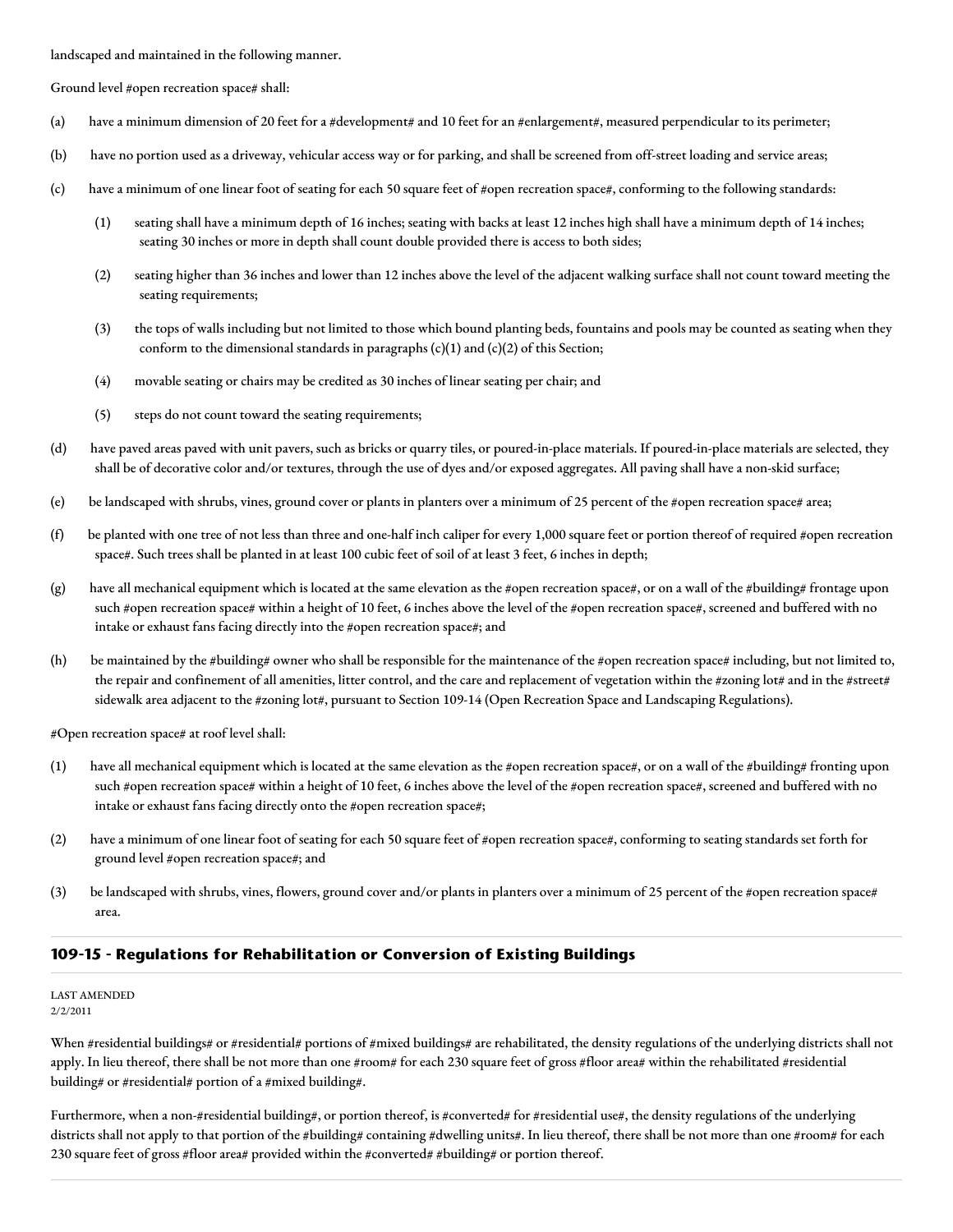landscaped and maintained in the following manner.

Ground level #open recreation space# shall:

(a) have a minimum dimension of 20 feet for a #development# and 10 feet for an #enlargement#, measured perpendicular to its perimeter;

(b) have no portion used as a driveway, vehicular access way or for parking, and shall be screened from off-street loading and service areas;

(c) have a minimum of one linear foot of seating for each 50 square feet of #open recreation space#, conforming to the following standards:

  (1) seating shall have a minimum depth of 16 inches; seating with backs at least 12 inches high shall have a minimum depth of 14 inches; seating 30 inches or more in depth shall count double provided there is access to both sides;

  (2) seating higher than 36 inches and lower than 12 inches above the level of the adjacent walking surface shall not count toward meeting the seating requirements;

  (3) the tops of walls including but not limited to those which bound planting beds, fountains and pools may be counted as seating when they conform to the dimensional standards in paragraphs (c)(1) and (c)(2) of this Section;

  (4) movable seating or chairs may be credited as 30 inches of linear seating per chair; and

  (5) steps do not count toward the seating requirements;

(d) have paved areas paved with unit pavers, such as bricks or quarry tiles, or poured-in-place materials. If poured-in-place materials are selected, they shall be of decorative color and/or textures, through the use of dyes and/or exposed aggregates. All paving shall have a non-skid surface;

(e) be landscaped with shrubs, vines, ground cover or plants in planters over a minimum of 25 percent of the #open recreation space# area;

(f) be planted with one tree of not less than three and one-half inch caliper for every 1,000 square feet or portion thereof of required #open recreation space#. Such trees shall be planted in at least 100 cubic feet of soil of at least 3 feet, 6 inches in depth;

(g) have all mechanical equipment which is located at the same elevation as the #open recreation space#, or on a wall of the #building# frontage upon such #open recreation space# within a height of 10 feet, 6 inches above the level of the #open recreation space#, screened and buffered with no intake or exhaust fans facing directly into the #open recreation space#; and

(h) be maintained by the #building# owner who shall be responsible for the maintenance of the #open recreation space# including, but not limited to, the repair and confinement of all amenities, litter control, and the care and replacement of vegetation within the #zoning lot# and in the #street# sidewalk area adjacent to the #zoning lot#, pursuant to Section 109-14 (Open Recreation Space and Landscaping Regulations).

#Open recreation space# at roof level shall:

(1) have all mechanical equipment which is located at the same elevation as the #open recreation space#, or on a wall of the #building# fronting upon such #open recreation space# within a height of 10 feet, 6 inches above the level of the #open recreation space#, screened and buffered with no intake or exhaust fans facing directly onto the #open recreation space#;

(2) have a minimum of one linear foot of seating for each 50 square feet of #open recreation space#, conforming to seating standards set forth for ground level #open recreation space#; and

(3) be landscaped with shrubs, vines, flowers, ground cover and/or plants in planters over a minimum of 25 percent of the #open recreation space# area.

## 109-15 - Regulations for Rehabilitation or Conversion of Existing Buildings

LAST AMENDED
2/2/2011

When #residential buildings# or #residential# portions of #mixed buildings# are rehabilitated, the density regulations of the underlying districts shall not apply. In lieu thereof, there shall be not more than one #room# for each 230 square feet of gross #floor area# within the rehabilitated #residential building# or #residential# portion of a #mixed building#.

Furthermore, when a non-#residential building#, or portion thereof, is #converted# for #residential use#, the density regulations of the underlying districts shall not apply to that portion of the #building# containing #dwelling units#. In lieu thereof, there shall be not more than one #room# for each 230 square feet of gross #floor area# provided within the #converted# #building# or portion thereof.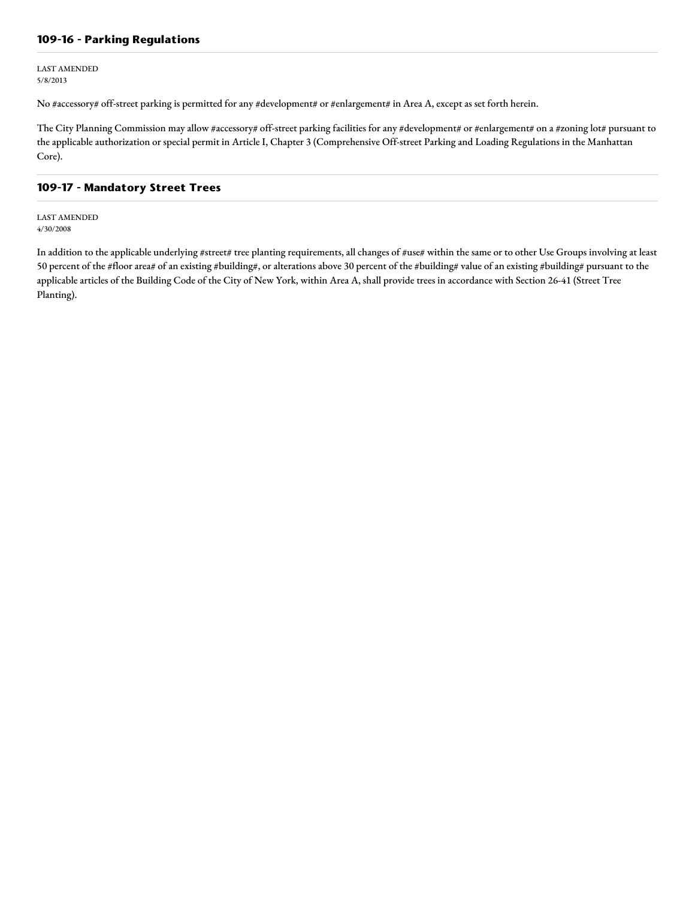### 109-16 - Parking Regulations

LAST AMENDED
5/8/2013

No #accessory# off-street parking is permitted for any #development# or #enlargement# in Area A, except as set forth herein.

The City Planning Commission may allow #accessory# off-street parking facilities for any #development# or #enlargement# on a #zoning lot# pursuant to the applicable authorization or special permit in Article I, Chapter 3 (Comprehensive Off-street Parking and Loading Regulations in the Manhattan Core).

### 109-17 - Mandatory Street Trees

LAST AMENDED
4/30/2008

In addition to the applicable underlying #street# tree planting requirements, all changes of #use# within the same or to other Use Groups involving at least 50 percent of the #floor area# of an existing #building#, or alterations above 30 percent of the #building# value of an existing #building# pursuant to the applicable articles of the Building Code of the City of New York, within Area A, shall provide trees in accordance with Section 26-41 (Street Tree Planting).